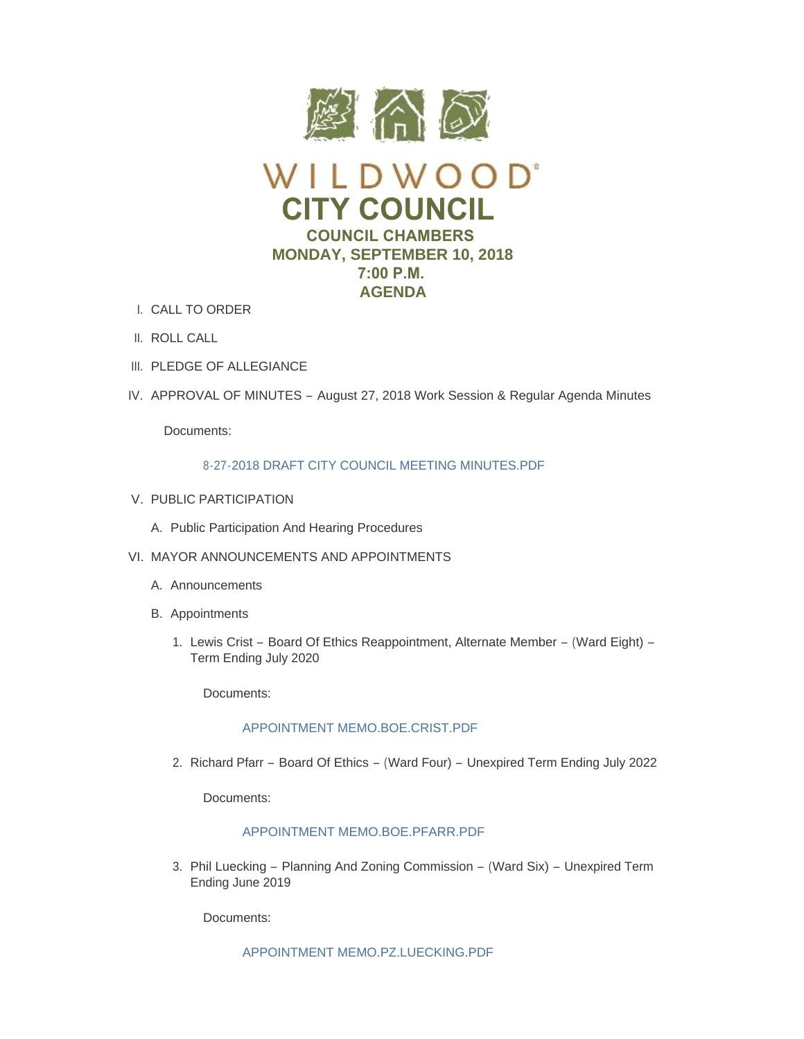# WILDWOOD

# CITY COUNCIL

## COUNCIL CHAMBERS

## MONDAY, SEPTEMBER 10, 2018

## 7:00 P.M.

## AGENDA

I. CALL TO ORDER

II. ROLL CALL

III. PLEDGE OF ALLEGIANCE

IV. APPROVAL OF MINUTES – August 27, 2018 Work Session & Regular Agenda Minutes

Documents:

8-27-2018 DRAFT CITY COUNCIL MEETING MINUTES.PDF

V. PUBLIC PARTICIPATION

A. Public Participation And Hearing Procedures

VI. MAYOR ANNOUNCEMENTS AND APPOINTMENTS

A. Announcements

B. Appointments

1. Lewis Crist – Board Of Ethics Reappointment, Alternate Member – (Ward Eight) – Term Ending July 2020

Documents:

APPOINTMENT MEMO.BOE.CRIST.PDF

2. Richard Pfarr – Board Of Ethics – (Ward Four) – Unexpired Term Ending July 2022

Documents:

APPOINTMENT MEMO.BOE.PFARR.PDF

3. Phil Luecking – Planning And Zoning Commission – (Ward Six) – Unexpired Term Ending June 2019

Documents:

APPOINTMENT MEMO.PZ.LUECKING.PDF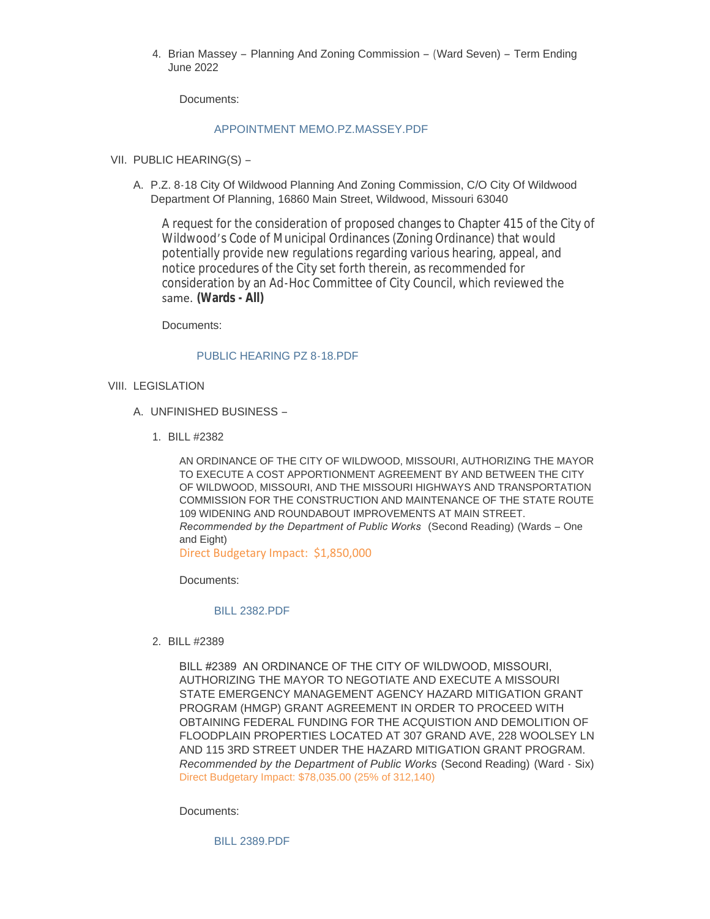4. Brian Massey – Planning And Zoning Commission – (Ward Seven) – Term Ending June 2022

   Documents:

   APPOINTMENT MEMO.PZ.MASSEY.PDF

VII. PUBLIC HEARING(S) –

A. P.Z. 8-18 City Of Wildwood Planning And Zoning Commission, C/O City Of Wildwood Department Of Planning, 16860 Main Street, Wildwood, Missouri 63040

   A request for the consideration of proposed changes to Chapter 415 of the City of Wildwood's Code of Municipal Ordinances (Zoning Ordinance) that would potentially provide new regulations regarding various hearing, appeal, and notice procedures of the City set forth therein, as recommended for consideration by an Ad-Hoc Committee of City Council, which reviewed the same. **(Wards - All)**

   Documents:

   PUBLIC HEARING PZ 8-18.PDF

VIII. LEGISLATION

A. UNFINISHED BUSINESS –

1. BILL #2382

   AN ORDINANCE OF THE CITY OF WILDWOOD, MISSOURI, AUTHORIZING THE MAYOR TO EXECUTE A COST APPORTIONMENT AGREEMENT BY AND BETWEEN THE CITY OF WILDWOOD, MISSOURI, AND THE MISSOURI HIGHWAYS AND TRANSPORTATION COMMISSION FOR THE CONSTRUCTION AND MAINTENANCE OF THE STATE ROUTE 109 WIDENING AND ROUNDABOUT IMPROVEMENTS AT MAIN STREET. *Recommended by the Department of Public Works* (Second Reading) (Wards – One and Eight)
   Direct Budgetary Impact: $1,850,000

   Documents:

   BILL 2382.PDF

2. BILL #2389

   BILL #2389 AN ORDINANCE OF THE CITY OF WILDWOOD, MISSOURI, AUTHORIZING THE MAYOR TO NEGOTIATE AND EXECUTE A MISSOURI STATE EMERGENCY MANAGEMENT AGENCY HAZARD MITIGATION GRANT PROGRAM (HMGP) GRANT AGREEMENT IN ORDER TO PROCEED WITH OBTAINING FEDERAL FUNDING FOR THE ACQUISTION AND DEMOLITION OF FLOODPLAIN PROPERTIES LOCATED AT 307 GRAND AVE, 228 WOOLSEY LN AND 115 3RD STREET UNDER THE HAZARD MITIGATION GRANT PROGRAM. *Recommended by the Department of Public Works* (Second Reading) (Ward - Six)
   Direct Budgetary Impact: $78,035.00 (25% of 312,140)

   Documents:

   BILL 2389.PDF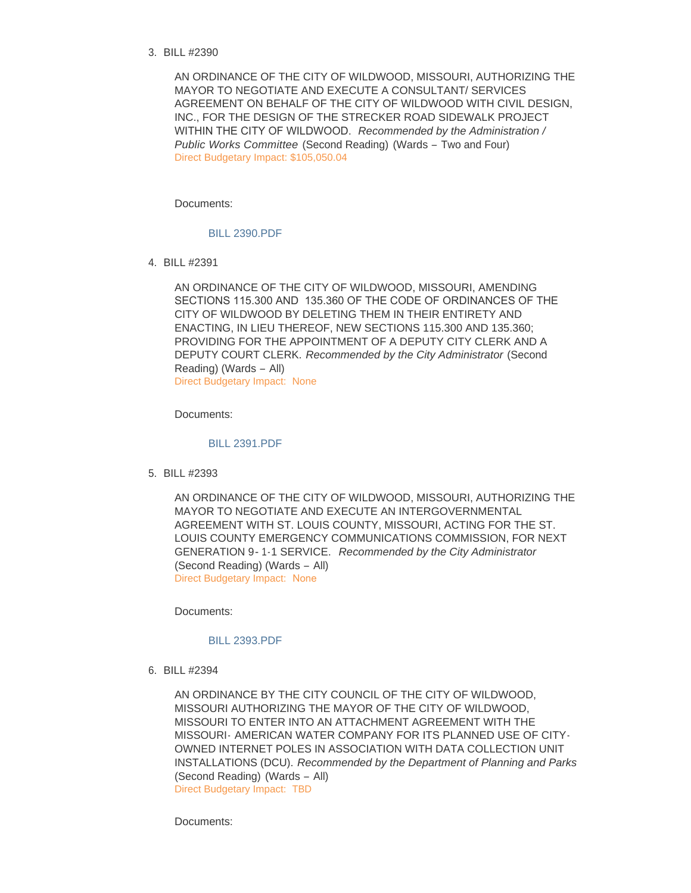3. BILL #2390

   AN ORDINANCE OF THE CITY OF WILDWOOD, MISSOURI, AUTHORIZING THE MAYOR TO NEGOTIATE AND EXECUTE A CONSULTANT/ SERVICES AGREEMENT ON BEHALF OF THE CITY OF WILDWOOD WITH CIVIL DESIGN, INC., FOR THE DESIGN OF THE STRECKER ROAD SIDEWALK PROJECT WITHIN THE CITY OF WILDWOOD. *Recommended by the Administration / Public Works Committee* (Second Reading) (Wards – Two and Four)
   Direct Budgetary Impact: $105,050.04

   Documents:

   BILL 2390.PDF

4. BILL #2391

   AN ORDINANCE OF THE CITY OF WILDWOOD, MISSOURI, AMENDING SECTIONS 115.300 AND 135.360 OF THE CODE OF ORDINANCES OF THE CITY OF WILDWOOD BY DELETING THEM IN THEIR ENTIRETY AND ENACTING, IN LIEU THEREOF, NEW SECTIONS 115.300 AND 135.360; PROVIDING FOR THE APPOINTMENT OF A DEPUTY CITY CLERK AND A DEPUTY COURT CLERK. *Recommended by the City Administrator* (Second Reading) (Wards – All)
   Direct Budgetary Impact: None

   Documents:

   BILL 2391.PDF

5. BILL #2393

   AN ORDINANCE OF THE CITY OF WILDWOOD, MISSOURI, AUTHORIZING THE MAYOR TO NEGOTIATE AND EXECUTE AN INTERGOVERNMENTAL AGREEMENT WITH ST. LOUIS COUNTY, MISSOURI, ACTING FOR THE ST. LOUIS COUNTY EMERGENCY COMMUNICATIONS COMMISSION, FOR NEXT GENERATION 9-1-1 SERVICE. *Recommended by the City Administrator* (Second Reading) (Wards – All)
   Direct Budgetary Impact: None

   Documents:

   BILL 2393.PDF

6. BILL #2394

   AN ORDINANCE BY THE CITY COUNCIL OF THE CITY OF WILDWOOD, MISSOURI AUTHORIZING THE MAYOR OF THE CITY OF WILDWOOD, MISSOURI TO ENTER INTO AN ATTACHMENT AGREEMENT WITH THE MISSOURI- AMERICAN WATER COMPANY FOR ITS PLANNED USE OF CITY-OWNED INTERNET POLES IN ASSOCIATION WITH DATA COLLECTION UNIT INSTALLATIONS (DCU). *Recommended by the Department of Planning and Parks* (Second Reading) (Wards – All)
   Direct Budgetary Impact: TBD

   Documents: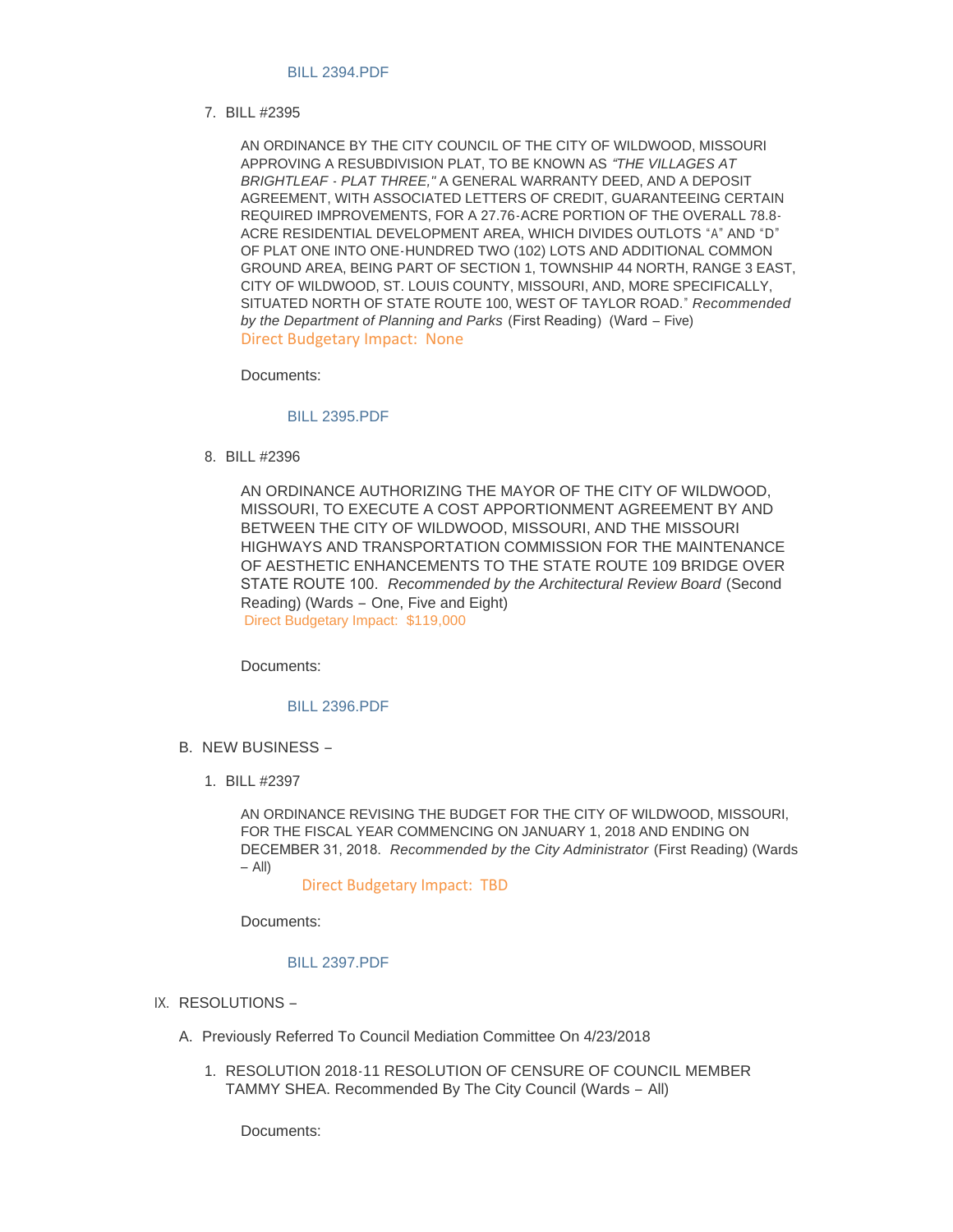BILL 2394.PDF

7. BILL #2395

   AN ORDINANCE BY THE CITY COUNCIL OF THE CITY OF WILDWOOD, MISSOURI APPROVING A RESUBDIVISION PLAT, TO BE KNOWN AS *"THE VILLAGES AT BRIGHTLEAF - PLAT THREE,"* A GENERAL WARRANTY DEED, AND A DEPOSIT AGREEMENT, WITH ASSOCIATED LETTERS OF CREDIT, GUARANTEEING CERTAIN REQUIRED IMPROVEMENTS, FOR A 27.76-ACRE PORTION OF THE OVERALL 78.8-ACRE RESIDENTIAL DEVELOPMENT AREA, WHICH DIVIDES OUTLOTS "A" AND "D" OF PLAT ONE INTO ONE-HUNDRED TWO (102) LOTS AND ADDITIONAL COMMON GROUND AREA, BEING PART OF SECTION 1, TOWNSHIP 44 NORTH, RANGE 3 EAST, CITY OF WILDWOOD, ST. LOUIS COUNTY, MISSOURI, AND, MORE SPECIFICALLY, SITUATED NORTH OF STATE ROUTE 100, WEST OF TAYLOR ROAD." *Recommended by the Department of Planning and Parks* (First Reading) (Ward – Five)
   Direct Budgetary Impact: None

   Documents:

   BILL 2395.PDF

8. BILL #2396

   AN ORDINANCE AUTHORIZING THE MAYOR OF THE CITY OF WILDWOOD, MISSOURI, TO EXECUTE A COST APPORTIONMENT AGREEMENT BY AND BETWEEN THE CITY OF WILDWOOD, MISSOURI, AND THE MISSOURI HIGHWAYS AND TRANSPORTATION COMMISSION FOR THE MAINTENANCE OF AESTHETIC ENHANCEMENTS TO THE STATE ROUTE 109 BRIDGE OVER STATE ROUTE 100. *Recommended by the Architectural Review Board* (Second Reading) (Wards – One, Five and Eight)
   Direct Budgetary Impact: $119,000

   Documents:

   BILL 2396.PDF

B. NEW BUSINESS –

1. BILL #2397

   AN ORDINANCE REVISING THE BUDGET FOR THE CITY OF WILDWOOD, MISSOURI, FOR THE FISCAL YEAR COMMENCING ON JANUARY 1, 2018 AND ENDING ON DECEMBER 31, 2018. *Recommended by the City Administrator* (First Reading) (Wards – All)
   Direct Budgetary Impact: TBD

   Documents:

   BILL 2397.PDF

IX. RESOLUTIONS –

A. Previously Referred To Council Mediation Committee On 4/23/2018

1. RESOLUTION 2018-11 RESOLUTION OF CENSURE OF COUNCIL MEMBER TAMMY SHEA. Recommended By The City Council (Wards – All)

   Documents: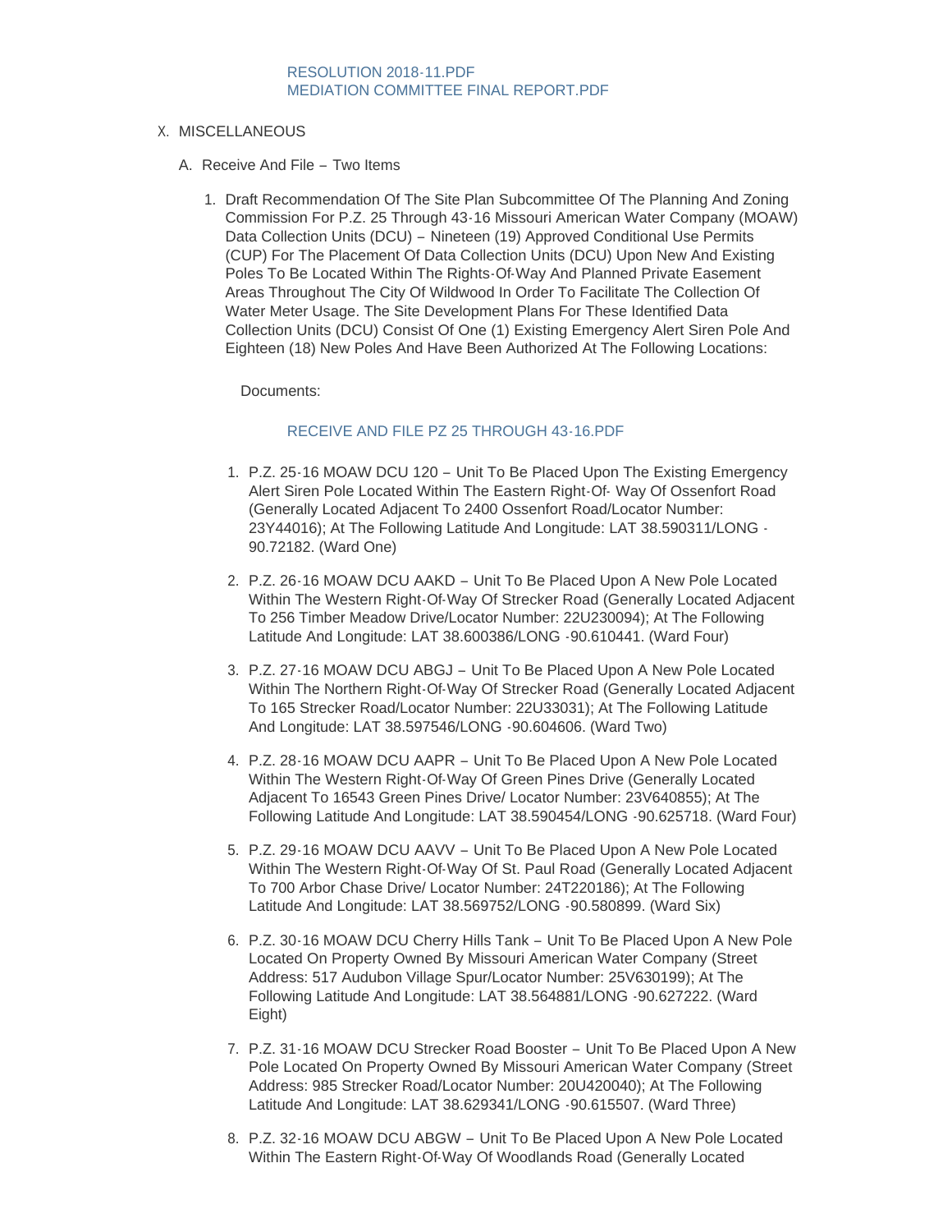RESOLUTION 2018-11.PDF
MEDIATION COMMITTEE FINAL REPORT.PDF

X. MISCELLANEOUS

A. Receive And File – Two Items

1. Draft Recommendation Of The Site Plan Subcommittee Of The Planning And Zoning Commission For P.Z. 25 Through 43-16 Missouri American Water Company (MOAW) Data Collection Units (DCU) – Nineteen (19) Approved Conditional Use Permits (CUP) For The Placement Of Data Collection Units (DCU) Upon New And Existing Poles To Be Located Within The Rights-Of-Way And Planned Private Easement Areas Throughout The City Of Wildwood In Order To Facilitate The Collection Of Water Meter Usage. The Site Development Plans For These Identified Data Collection Units (DCU) Consist Of One (1) Existing Emergency Alert Siren Pole And Eighteen (18) New Poles And Have Been Authorized At The Following Locations:

   Documents:

   RECEIVE AND FILE PZ 25 THROUGH 43-16.PDF

   1. P.Z. 25-16 MOAW DCU 120 – Unit To Be Placed Upon The Existing Emergency Alert Siren Pole Located Within The Eastern Right-Of- Way Of Ossenfort Road (Generally Located Adjacent To 2400 Ossenfort Road/Locator Number: 23Y44016); At The Following Latitude And Longitude: LAT 38.590311/LONG -90.72182. (Ward One)

   2. P.Z. 26-16 MOAW DCU AAKD – Unit To Be Placed Upon A New Pole Located Within The Western Right-Of-Way Of Strecker Road (Generally Located Adjacent To 256 Timber Meadow Drive/Locator Number: 22U230094); At The Following Latitude And Longitude: LAT 38.600386/LONG -90.610441. (Ward Four)

   3. P.Z. 27-16 MOAW DCU ABGJ – Unit To Be Placed Upon A New Pole Located Within The Northern Right-Of-Way Of Strecker Road (Generally Located Adjacent To 165 Strecker Road/Locator Number: 22U33031); At The Following Latitude And Longitude: LAT 38.597546/LONG -90.604606. (Ward Two)

   4. P.Z. 28-16 MOAW DCU AAPR – Unit To Be Placed Upon A New Pole Located Within The Western Right-Of-Way Of Green Pines Drive (Generally Located Adjacent To 16543 Green Pines Drive/ Locator Number: 23V640855); At The Following Latitude And Longitude: LAT 38.590454/LONG -90.625718. (Ward Four)

   5. P.Z. 29-16 MOAW DCU AAVV – Unit To Be Placed Upon A New Pole Located Within The Western Right-Of-Way Of St. Paul Road (Generally Located Adjacent To 700 Arbor Chase Drive/ Locator Number: 24T220186); At The Following Latitude And Longitude: LAT 38.569752/LONG -90.580899. (Ward Six)

   6. P.Z. 30-16 MOAW DCU Cherry Hills Tank – Unit To Be Placed Upon A New Pole Located On Property Owned By Missouri American Water Company (Street Address: 517 Audubon Village Spur/Locator Number: 25V630199); At The Following Latitude And Longitude: LAT 38.564881/LONG -90.627222. (Ward Eight)

   7. P.Z. 31-16 MOAW DCU Strecker Road Booster – Unit To Be Placed Upon A New Pole Located On Property Owned By Missouri American Water Company (Street Address: 985 Strecker Road/Locator Number: 20U420040); At The Following Latitude And Longitude: LAT 38.629341/LONG -90.615507. (Ward Three)

   8. P.Z. 32-16 MOAW DCU ABGW – Unit To Be Placed Upon A New Pole Located Within The Eastern Right-Of-Way Of Woodlands Road (Generally Located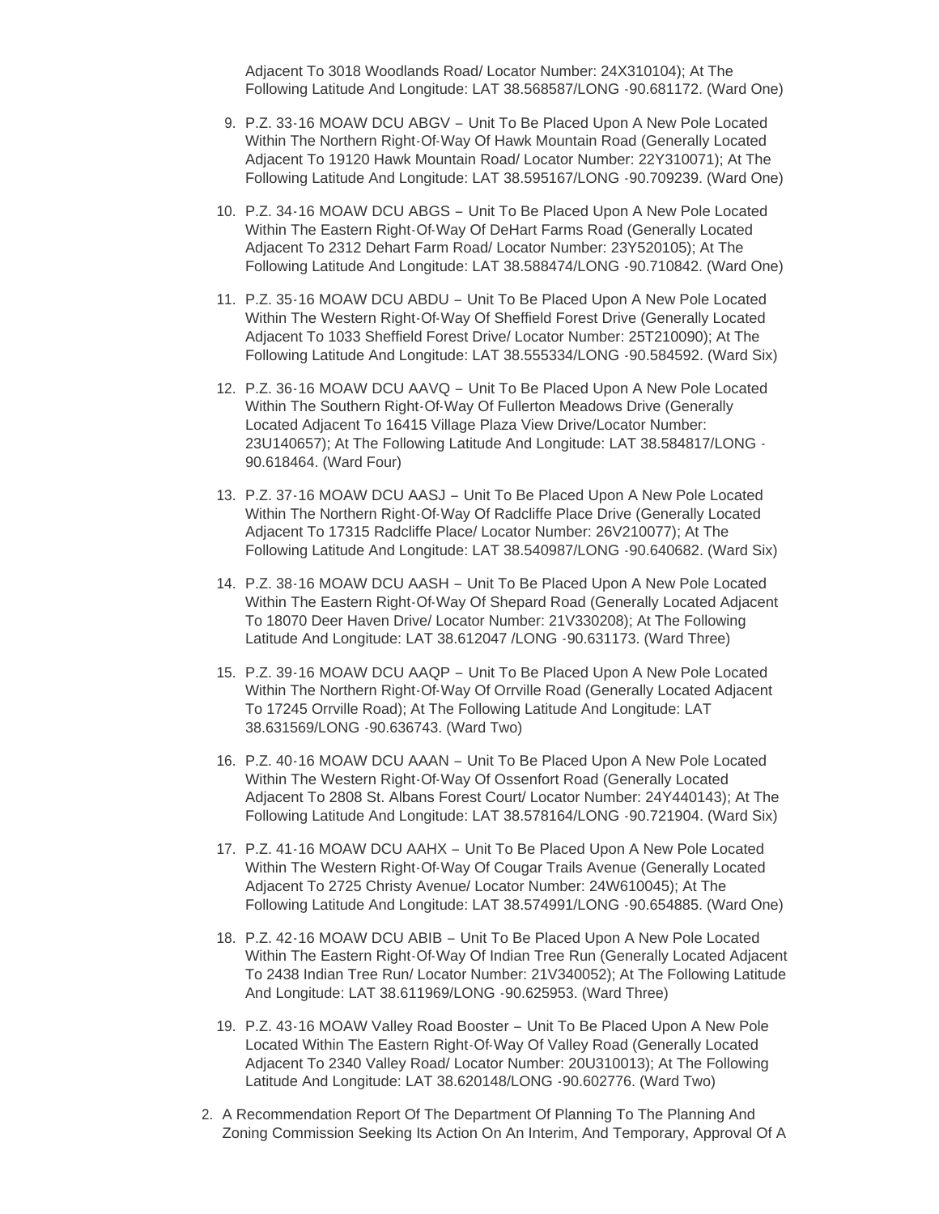Adjacent To 3018 Woodlands Road/ Locator Number: 24X310104); At The Following Latitude And Longitude: LAT 38.568587/LONG -90.681172. (Ward One)

9. P.Z. 33-16 MOAW DCU ABGV – Unit To Be Placed Upon A New Pole Located Within The Northern Right-Of-Way Of Hawk Mountain Road (Generally Located Adjacent To 19120 Hawk Mountain Road/ Locator Number: 22Y310071); At The Following Latitude And Longitude: LAT 38.595167/LONG -90.709239. (Ward One)
10. P.Z. 34-16 MOAW DCU ABGS – Unit To Be Placed Upon A New Pole Located Within The Eastern Right-Of-Way Of DeHart Farms Road (Generally Located Adjacent To 2312 Dehart Farm Road/ Locator Number: 23Y520105); At The Following Latitude And Longitude: LAT 38.588474/LONG -90.710842. (Ward One)
11. P.Z. 35-16 MOAW DCU ABDU – Unit To Be Placed Upon A New Pole Located Within The Western Right-Of-Way Of Sheffield Forest Drive (Generally Located Adjacent To 1033 Sheffield Forest Drive/ Locator Number: 25T210090); At The Following Latitude And Longitude: LAT 38.555334/LONG -90.584592. (Ward Six)
12. P.Z. 36-16 MOAW DCU AAVQ – Unit To Be Placed Upon A New Pole Located Within The Southern Right-Of-Way Of Fullerton Meadows Drive (Generally Located Adjacent To 16415 Village Plaza View Drive/Locator Number: 23U140657); At The Following Latitude And Longitude: LAT 38.584817/LONG -90.618464. (Ward Four)
13. P.Z. 37-16 MOAW DCU AASJ – Unit To Be Placed Upon A New Pole Located Within The Northern Right-Of-Way Of Radcliffe Place Drive (Generally Located Adjacent To 17315 Radcliffe Place/ Locator Number: 26V210077); At The Following Latitude And Longitude: LAT 38.540987/LONG -90.640682. (Ward Six)
14. P.Z. 38-16 MOAW DCU AASH – Unit To Be Placed Upon A New Pole Located Within The Eastern Right-Of-Way Of Shepard Road (Generally Located Adjacent To 18070 Deer Haven Drive/ Locator Number: 21V330208); At The Following Latitude And Longitude: LAT 38.612047 /LONG -90.631173. (Ward Three)
15. P.Z. 39-16 MOAW DCU AAQP – Unit To Be Placed Upon A New Pole Located Within The Northern Right-Of-Way Of Orrville Road (Generally Located Adjacent To 17245 Orrville Road); At The Following Latitude And Longitude: LAT 38.631569/LONG -90.636743. (Ward Two)
16. P.Z. 40-16 MOAW DCU AAAN – Unit To Be Placed Upon A New Pole Located Within The Western Right-Of-Way Of Ossenfort Road (Generally Located Adjacent To 2808 St. Albans Forest Court/ Locator Number: 24Y440143); At The Following Latitude And Longitude: LAT 38.578164/LONG -90.721904. (Ward Six)
17. P.Z. 41-16 MOAW DCU AAHX – Unit To Be Placed Upon A New Pole Located Within The Western Right-Of-Way Of Cougar Trails Avenue (Generally Located Adjacent To 2725 Christy Avenue/ Locator Number: 24W610045); At The Following Latitude And Longitude: LAT 38.574991/LONG -90.654885. (Ward One)
18. P.Z. 42-16 MOAW DCU ABIB – Unit To Be Placed Upon A New Pole Located Within The Eastern Right-Of-Way Of Indian Tree Run (Generally Located Adjacent To 2438 Indian Tree Run/ Locator Number: 21V340052); At The Following Latitude And Longitude: LAT 38.611969/LONG -90.625953. (Ward Three)
19. P.Z. 43-16 MOAW Valley Road Booster – Unit To Be Placed Upon A New Pole Located Within The Eastern Right-Of-Way Of Valley Road (Generally Located Adjacent To 2340 Valley Road/ Locator Number: 20U310013); At The Following Latitude And Longitude: LAT 38.620148/LONG -90.602776. (Ward Two)

2. A Recommendation Report Of The Department Of Planning To The Planning And Zoning Commission Seeking Its Action On An Interim, And Temporary, Approval Of A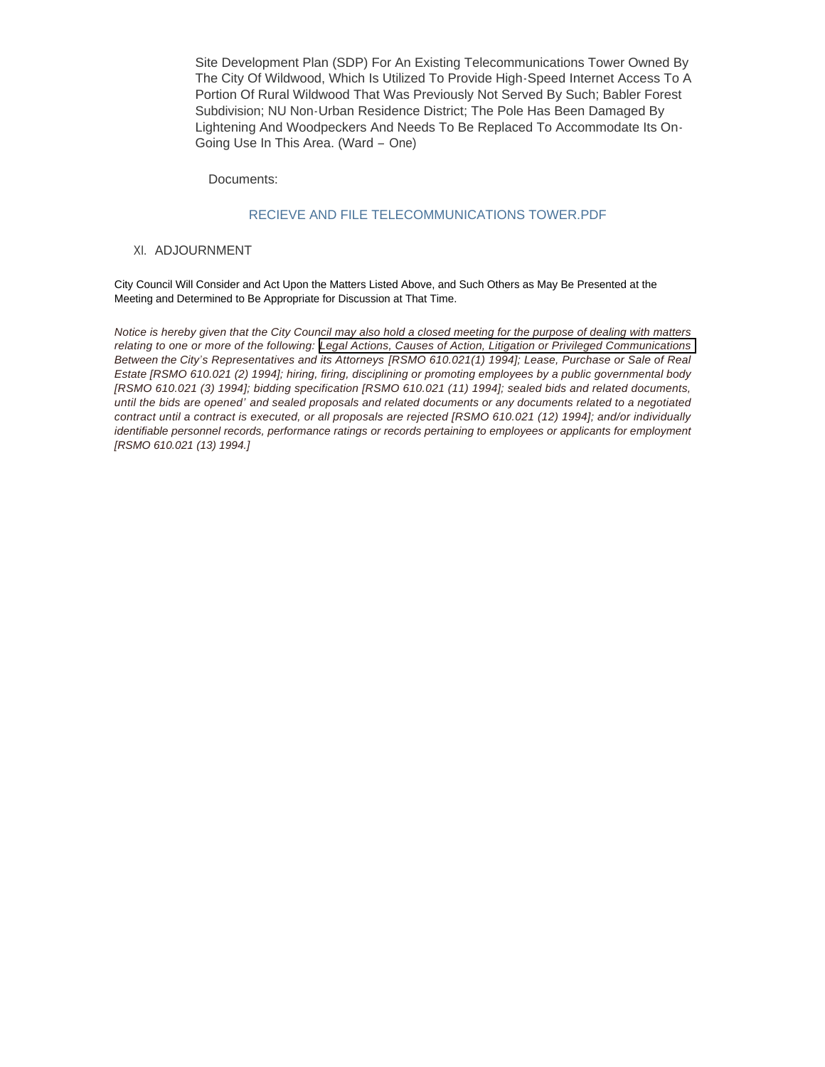Site Development Plan (SDP) For An Existing Telecommunications Tower Owned By The City Of Wildwood, Which Is Utilized To Provide High-Speed Internet Access To A Portion Of Rural Wildwood That Was Previously Not Served By Such; Babler Forest Subdivision; NU Non-Urban Residence District; The Pole Has Been Damaged By Lightening And Woodpeckers And Needs To Be Replaced To Accommodate Its On-Going Use In This Area. (Ward – One)

Documents:

RECIEVE AND FILE TELECOMMUNICATIONS TOWER.PDF

## XI. ADJOURNMENT

City Council Will Consider and Act Upon the Matters Listed Above, and Such Others as May Be Presented at the Meeting and Determined to Be Appropriate for Discussion at That Time.

*Notice is hereby given that the City Council may also hold a closed meeting for the purpose of dealing with matters relating to one or more of the following: Legal Actions, Causes of Action, Litigation or Privileged Communications Between the City's Representatives and its Attorneys [RSMO 610.021(1) 1994]; Lease, Purchase or Sale of Real Estate [RSMO 610.021 (2) 1994]; hiring, firing, disciplining or promoting employees by a public governmental body [RSMO 610.021 (3) 1994]; bidding specification [RSMO 610.021 (11) 1994]; sealed bids and related documents, until the bids are opened' and sealed proposals and related documents or any documents related to a negotiated contract until a contract is executed, or all proposals are rejected [RSMO 610.021 (12) 1994]; and/or individually identifiable personnel records, performance ratings or records pertaining to employees or applicants for employment [RSMO 610.021 (13) 1994.]*